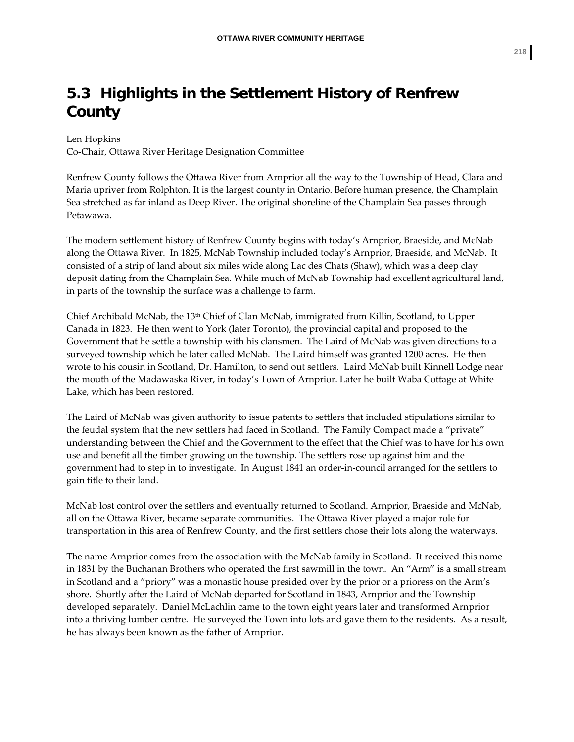## 5.3 Highlights in the Settlement History of Renfrew County

Len Hopkins
Co-Chair, Ottawa River Heritage Designation Committee

Renfrew County follows the Ottawa River from Arnprior all the way to the Township of Head, Clara and Maria upriver from Rolphton. It is the largest county in Ontario. Before human presence, the Champlain Sea stretched as far inland as Deep River. The original shoreline of the Champlain Sea passes through Petawawa.

The modern settlement history of Renfrew County begins with today's Arnprior, Braeside, and McNab along the Ottawa River. In 1825, McNab Township included today's Arnprior, Braeside, and McNab. It consisted of a strip of land about six miles wide along Lac des Chats (Shaw), which was a deep clay deposit dating from the Champlain Sea. While much of McNab Township had excellent agricultural land, in parts of the township the surface was a challenge to farm.

Chief Archibald McNab, the 13th Chief of Clan McNab, immigrated from Killin, Scotland, to Upper Canada in 1823. He then went to York (later Toronto), the provincial capital and proposed to the Government that he settle a township with his clansmen. The Laird of McNab was given directions to a surveyed township which he later called McNab. The Laird himself was granted 1200 acres. He then wrote to his cousin in Scotland, Dr. Hamilton, to send out settlers. Laird McNab built Kinnell Lodge near the mouth of the Madawaska River, in today's Town of Arnprior. Later he built Waba Cottage at White Lake, which has been restored.

The Laird of McNab was given authority to issue patents to settlers that included stipulations similar to the feudal system that the new settlers had faced in Scotland. The Family Compact made a "private" understanding between the Chief and the Government to the effect that the Chief was to have for his own use and benefit all the timber growing on the township. The settlers rose up against him and the government had to step in to investigate. In August 1841 an order-in-council arranged for the settlers to gain title to their land.

McNab lost control over the settlers and eventually returned to Scotland. Arnprior, Braeside and McNab, all on the Ottawa River, became separate communities. The Ottawa River played a major role for transportation in this area of Renfrew County, and the first settlers chose their lots along the waterways.

The name Arnprior comes from the association with the McNab family in Scotland. It received this name in 1831 by the Buchanan Brothers who operated the first sawmill in the town. An "Arm" is a small stream in Scotland and a "priory" was a monastic house presided over by the prior or a prioress on the Arm's shore. Shortly after the Laird of McNab departed for Scotland in 1843, Arnprior and the Township developed separately. Daniel McLachlin came to the town eight years later and transformed Arnprior into a thriving lumber centre. He surveyed the Town into lots and gave them to the residents. As a result, he has always been known as the father of Arnprior.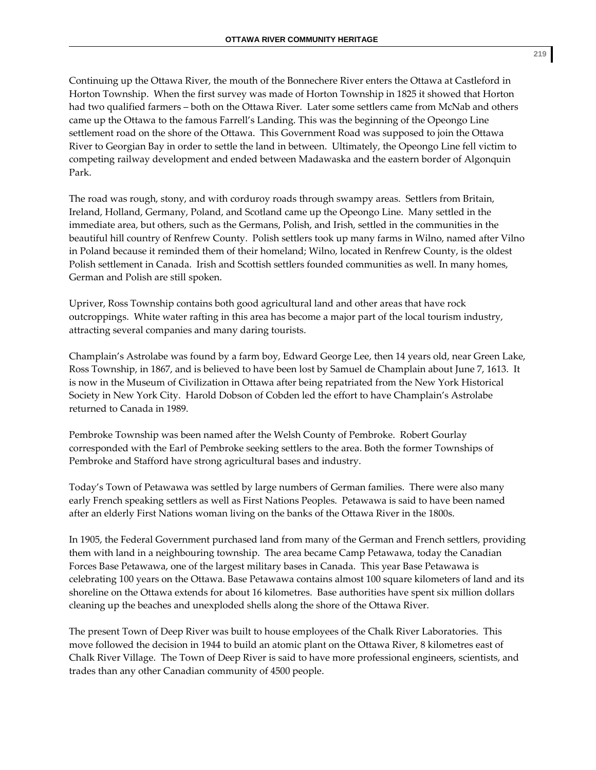Continuing up the Ottawa River, the mouth of the Bonnechere River enters the Ottawa at Castleford in Horton Township. When the first survey was made of Horton Township in 1825 it showed that Horton had two qualified farmers – both on the Ottawa River. Later some settlers came from McNab and others came up the Ottawa to the famous Farrell's Landing. This was the beginning of the Opeongo Line settlement road on the shore of the Ottawa. This Government Road was supposed to join the Ottawa River to Georgian Bay in order to settle the land in between. Ultimately, the Opeongo Line fell victim to competing railway development and ended between Madawaska and the eastern border of Algonquin Park.

The road was rough, stony, and with corduroy roads through swampy areas. Settlers from Britain, Ireland, Holland, Germany, Poland, and Scotland came up the Opeongo Line. Many settled in the immediate area, but others, such as the Germans, Polish, and Irish, settled in the communities in the beautiful hill country of Renfrew County. Polish settlers took up many farms in Wilno, named after Vilno in Poland because it reminded them of their homeland; Wilno, located in Renfrew County, is the oldest Polish settlement in Canada. Irish and Scottish settlers founded communities as well. In many homes, German and Polish are still spoken.

Upriver, Ross Township contains both good agricultural land and other areas that have rock outcroppings. White water rafting in this area has become a major part of the local tourism industry, attracting several companies and many daring tourists.

Champlain's Astrolabe was found by a farm boy, Edward George Lee, then 14 years old, near Green Lake, Ross Township, in 1867, and is believed to have been lost by Samuel de Champlain about June 7, 1613. It is now in the Museum of Civilization in Ottawa after being repatriated from the New York Historical Society in New York City. Harold Dobson of Cobden led the effort to have Champlain's Astrolabe returned to Canada in 1989.

Pembroke Township was been named after the Welsh County of Pembroke. Robert Gourlay corresponded with the Earl of Pembroke seeking settlers to the area. Both the former Townships of Pembroke and Stafford have strong agricultural bases and industry.

Today's Town of Petawawa was settled by large numbers of German families. There were also many early French speaking settlers as well as First Nations Peoples. Petawawa is said to have been named after an elderly First Nations woman living on the banks of the Ottawa River in the 1800s.

In 1905, the Federal Government purchased land from many of the German and French settlers, providing them with land in a neighbouring township. The area became Camp Petawawa, today the Canadian Forces Base Petawawa, one of the largest military bases in Canada. This year Base Petawawa is celebrating 100 years on the Ottawa. Base Petawawa contains almost 100 square kilometers of land and its shoreline on the Ottawa extends for about 16 kilometres. Base authorities have spent six million dollars cleaning up the beaches and unexploded shells along the shore of the Ottawa River.

The present Town of Deep River was built to house employees of the Chalk River Laboratories. This move followed the decision in 1944 to build an atomic plant on the Ottawa River, 8 kilometres east of Chalk River Village. The Town of Deep River is said to have more professional engineers, scientists, and trades than any other Canadian community of 4500 people.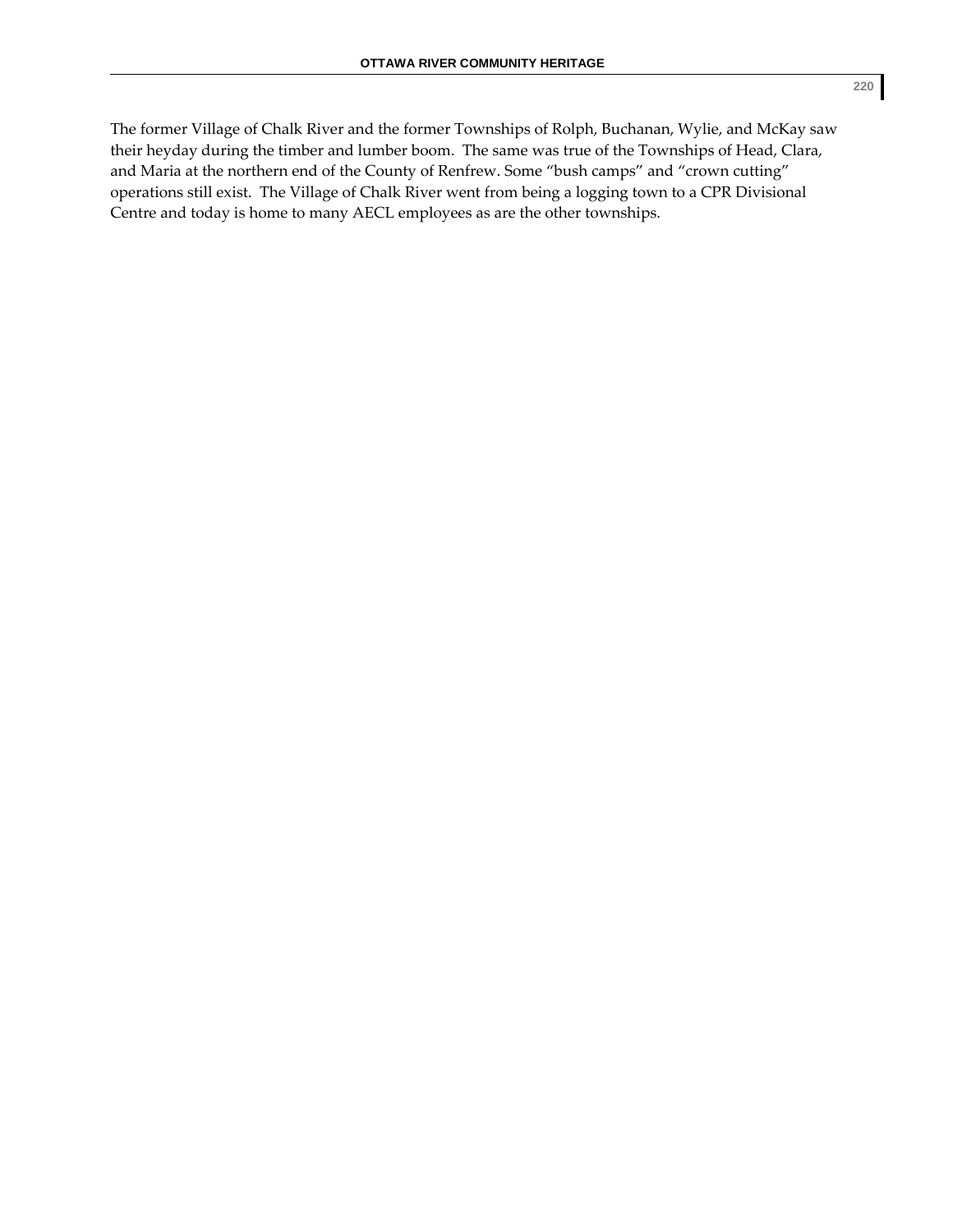The former Village of Chalk River and the former Townships of Rolph, Buchanan, Wylie, and McKay saw their heyday during the timber and lumber boom. The same was true of the Townships of Head, Clara, and Maria at the northern end of the County of Renfrew. Some "bush camps" and "crown cutting" operations still exist. The Village of Chalk River went from being a logging town to a CPR Divisional Centre and today is home to many AECL employees as are the other townships.